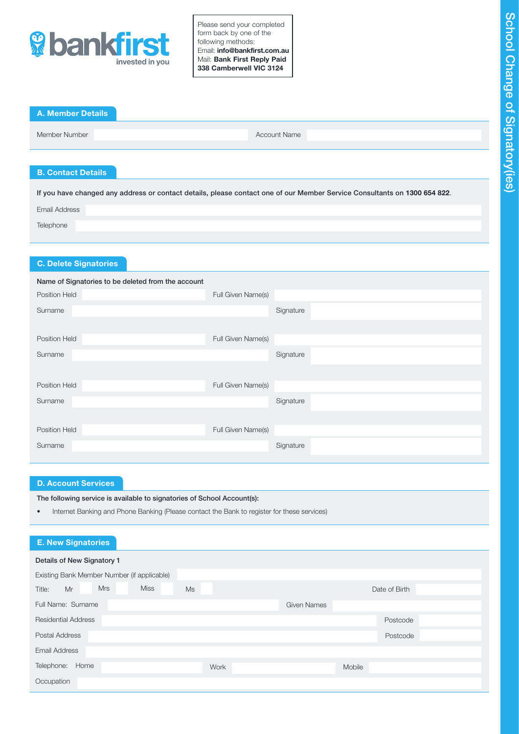bankfirst
invested in you

Please send your completed form back by one of the following methods:
Email: **info@bankfirst.com.au**
Mail: **Bank First Reply Paid 338 Camberwell VIC 3124**

# School Change of Signatory(ies)

## A. Member Details

Member Number | Account Name

## B. Contact Details

**If you have changed any address or contact details, please contact one of our Member Service Consultants on 1300 654 822**.

Email Address

Telephone

## C. Delete Signatories

**Name of Signatories to be deleted from the account**

Position Held | Full Given Name(s)
Surname | Signature

Position Held | Full Given Name(s)
Surname | Signature

Position Held | Full Given Name(s)
Surname | Signature

Position Held | Full Given Name(s)
Surname | Signature

## D. Account Services

**The following service is available to signatories of School Account(s):**

- Internet Banking and Phone Banking (Please contact the Bank to register for these services)

## E. New Signatories

**Details of New Signatory 1**

Existing Bank Member Number (if applicable)

Title: Mr | Mrs | Miss | Ms | Date of Birth

Full Name: Surname | Given Names

Residential Address | Postcode

Postal Address | Postcode

Email Address

Telephone: Home | Work | Mobile

Occupation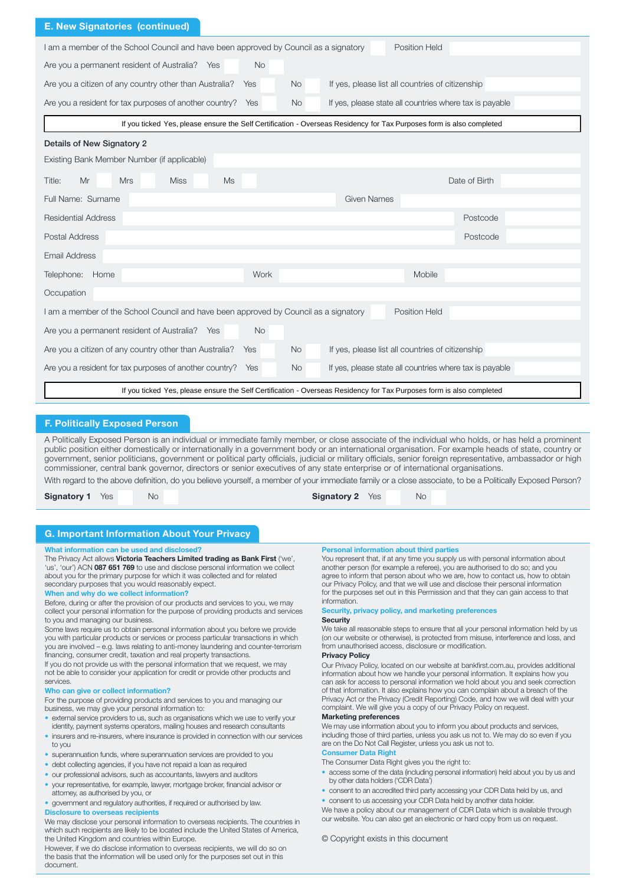## E. New Signatories (continued)

I am a member of the School Council and have been approved by Council as a signatory ☐ Position Held

Are you a permanent resident of Australia? Yes ☐ No ☐

Are you a citizen of any country other than Australia? Yes ☐ No ☐ If yes, please list all countries of citizenship

Are you a resident for tax purposes of another country? Yes ☐ No ☐ If yes, please state all countries where tax is payable

If you ticked Yes, please ensure the Self Certification - Overseas Residency for Tax Purposes form is also completed

### Details of New Signatory 2

Existing Bank Member Number (if applicable)

Title: Mr ☐ Mrs ☐ Miss ☐ Ms ☐ Date of Birth

Full Name: Surname Given Names

Residential Address Postcode

Postal Address Postcode

Email Address

Telephone: Home Work Mobile

Occupation

I am a member of the School Council and have been approved by Council as a signatory ☐ Position Held

Are you a permanent resident of Australia? Yes ☐ No ☐

Are you a citizen of any country other than Australia? Yes ☐ No ☐ If yes, please list all countries of citizenship

Are you a resident for tax purposes of another country? Yes ☐ No ☐ If yes, please state all countries where tax is payable

If you ticked Yes, please ensure the Self Certification - Overseas Residency for Tax Purposes form is also completed

## F. Politically Exposed Person

A Politically Exposed Person is an individual or immediate family member, or close associate of the individual who holds, or has held a prominent public position either domestically or internationally in a government body or an international organisation. For example heads of state, country or government, senior politicians, government or political party officials, judicial or military officials, senior foreign representative, ambassador or high commissioner, central bank governor, directors or senior executives of any state enterprise or of international organisations.

With regard to the above definition, do you believe yourself, a member of your immediate family or a close associate, to be a Politically Exposed Person?

**Signatory 1** Yes ☐ No ☐ **Signatory 2** Yes ☐ No ☐

## G. Important Information About Your Privacy

### What information can be used and disclosed?

The Privacy Act allows **Victoria Teachers Limited trading as Bank First** ('we', 'us', 'our') ACN **087 651 769** to use and disclose personal information we collect about you for the primary purpose for which it was collected and for related secondary purposes that you would reasonably expect.

### When and why do we collect information?

Before, during or after the provision of our products and services to you, we may collect your personal information for the purpose of providing products and services to you and managing our business.

Some laws require us to obtain personal information about you before we provide you with particular products or services or process particular transactions in which you are involved – e.g. laws relating to anti-money laundering and counter-terrorism financing, consumer credit, taxation and real property transactions.

If you do not provide us with the personal information that we request, we may not be able to consider your application for credit or provide other products and services.

### Who can give or collect information?

For the purpose of providing products and services to you and managing our business, we may give your personal information to:

- external service providers to us, such as organisations which we use to verify your identity, payment systems operators, mailing houses and research consultants
- insurers and re-insurers, where insurance is provided in connection with our services to you
- superannuation funds, where superannuation services are provided to you
- debt collecting agencies, if you have not repaid a loan as required
- our professional advisors, such as accountants, lawyers and auditors
- your representative, for example, lawyer, mortgage broker, financial advisor or attorney, as authorised by you, or
- government and regulatory authorities, if required or authorised by law.

### Disclosure to overseas recipients

We may disclose your personal information to overseas recipients. The countries in which such recipients are likely to be located include the United States of America, the United Kingdom and countries within Europe.

However, if we do disclose information to overseas recipients, we will do so on the basis that the information will be used only for the purposes set out in this document.

### Personal information about third parties

You represent that, if at any time you supply us with personal information about another person (for example a referee), you are authorised to do so; and you agree to inform that person about who we are, how to contact us, how to obtain our Privacy Policy, and that we will use and disclose their personal information for the purposes set out in this Permission and that they can gain access to that information.

### Security, privacy policy, and marketing preferences

**Security**

We take all reasonable steps to ensure that all your personal information held by us (on our website or otherwise), is protected from misuse, interference and loss, and from unauthorised access, disclosure or modification.

**Privacy Policy**

Our Privacy Policy, located on our website at bankfirst.com.au, provides additional information about how we handle your personal information. It explains how you can ask for access to personal information we hold about you and seek correction of that information. It also explains how you can complain about a breach of the Privacy Act or the Privacy (Credit Reporting) Code, and how we will deal with your complaint. We will give you a copy of our Privacy Policy on request.

**Marketing preferences**

We may use information about you to inform you about products and services, including those of third parties, unless you ask us not to. We may do so even if you are on the Do Not Call Register, unless you ask us not to.

### Consumer Data Right

The Consumer Data Right gives you the right to:

- access some of the data (including personal information) held about you by us and by other data holders ('CDR Data')
- consent to an accredited third party accessing your CDR Data held by us, and
- consent to us accessing your CDR Data held by another data holder.

We have a policy about our management of CDR Data which is available through our website. You can also get an electronic or hard copy from us on request.

© Copyright exists in this document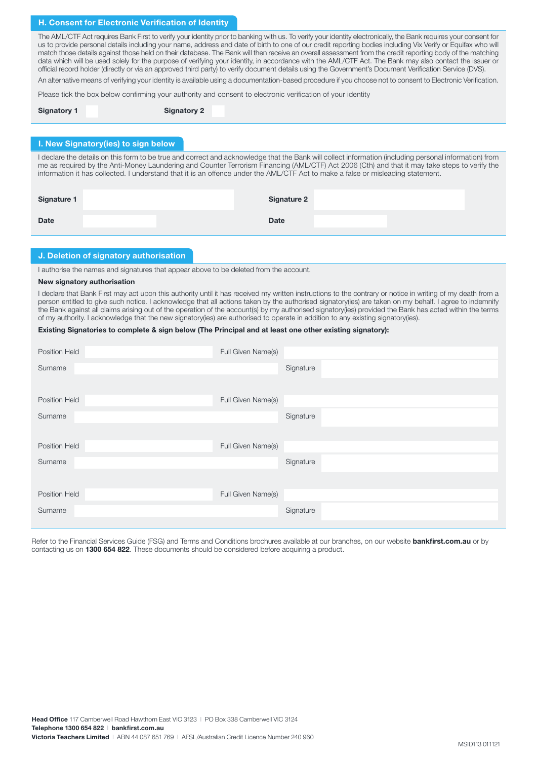## H. Consent for Electronic Verification of Identity

The AML/CTF Act requires Bank First to verify your identity prior to banking with us. To verify your identity electronically, the Bank requires your consent for us to provide personal details including your name, address and date of birth to one of our credit reporting bodies including Vix Verify or Equifax who will match those details against those held on their database. The Bank will then receive an overall assessment from the credit reporting body of the matching data which will be used solely for the purpose of verifying your identity, in accordance with the AML/CTF Act. The Bank may also contact the issuer or official record holder (directly or via an approved third party) to verify document details using the Government's Document Verification Service (DVS).

An alternative means of verifying your identity is available using a documentation-based procedure if you choose not to consent to Electronic Verification.

Please tick the box below confirming your authority and consent to electronic verification of your identity

**Signatory 1** ☐ **Signatory 2** ☐

## I. New Signatory(ies) to sign below

I declare the details on this form to be true and correct and acknowledge that the Bank will collect information (including personal information) from me as required by the Anti-Money Laundering and Counter Terrorism Financing (AML/CTF) Act 2006 (Cth) and that it may take steps to verify the information it has collected. I understand that it is an offence under the AML/CTF Act to make a false or misleading statement.

| | | | |
|---|---|---|---|
| **Signature 1** | | **Signature 2** | |
| **Date** | | **Date** | |

## J. Deletion of signatory authorisation

I authorise the names and signatures that appear above to be deleted from the account.

**New signatory authorisation**

I declare that Bank First may act upon this authority until it has received my written instructions to the contrary or notice in writing of my death from a person entitled to give such notice. I acknowledge that all actions taken by the authorised signatory(ies) are taken on my behalf. I agree to indemnify the Bank against all claims arising out of the operation of the account(s) by my authorised signatory(ies) provided the Bank has acted within the terms of my authority. I acknowledge that the new signatory(ies) are authorised to operate in addition to any existing signatory(ies).

**Existing Signatories to complete & sign below (The Principal and at least one other existing signatory):**

| | | | |
|---|---|---|---|
| Position Held | | Full Given Name(s) | |
| Surname | | Signature | |
| Position Held | | Full Given Name(s) | |
| Surname | | Signature | |
| Position Held | | Full Given Name(s) | |
| Surname | | Signature | |
| Position Held | | Full Given Name(s) | |
| Surname | | Signature | |

Refer to the Financial Services Guide (FSG) and Terms and Conditions brochures available at our branches, on our website **bankfirst.com.au** or by contacting us on **1300 654 822**. These documents should be considered before acquiring a product.

**Head Office** 117 Camberwell Road Hawthorn East VIC 3123 | PO Box 338 Camberwell VIC 3124
**Telephone 1300 654 822** | **bankfirst.com.au**
**Victoria Teachers Limited** | ABN 44 087 651 769 | AFSL/Australian Credit Licence Number 240 960

MSID113 011121